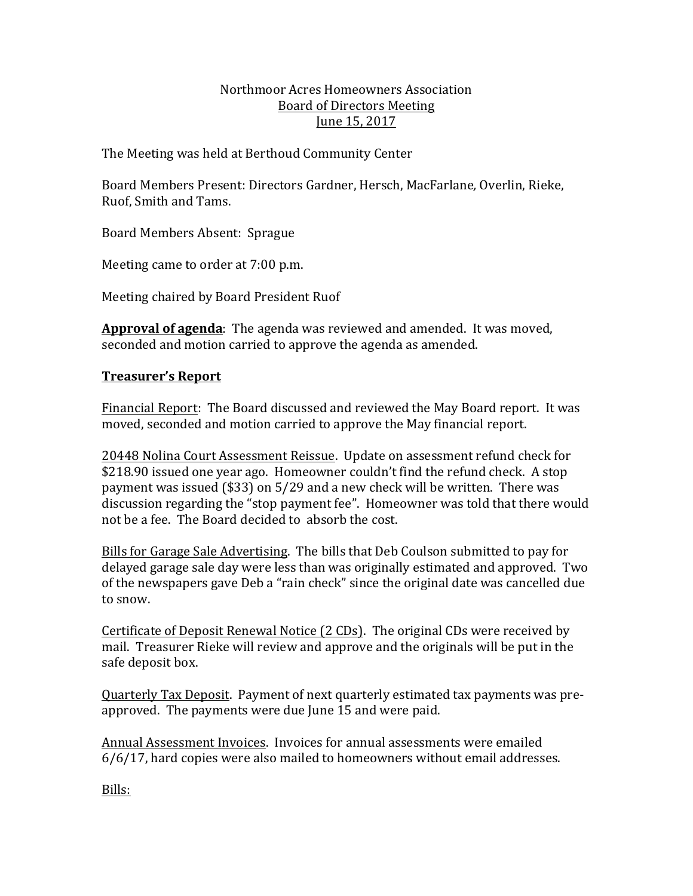Northmoor Acres Homeowners Association
Board of Directors Meeting
June 15, 2017

The Meeting was held at Berthoud Community Center

Board Members Present: Directors Gardner, Hersch, MacFarlane, Overlin, Rieke, Ruof, Smith and Tams.

Board Members Absent: Sprague

Meeting came to order at 7:00 p.m.

Meeting chaired by Board President Ruof

**Approval of agenda**: The agenda was reviewed and amended. It was moved, seconded and motion carried to approve the agenda as amended.

**Treasurer's Report**

Financial Report: The Board discussed and reviewed the May Board report. It was moved, seconded and motion carried to approve the May financial report.

20448 Nolina Court Assessment Reissue. Update on assessment refund check for $218.90 issued one year ago. Homeowner couldn't find the refund check. A stop payment was issued ($33) on 5/29 and a new check will be written. There was discussion regarding the "stop payment fee". Homeowner was told that there would not be a fee. The Board decided to absorb the cost.

Bills for Garage Sale Advertising. The bills that Deb Coulson submitted to pay for delayed garage sale day were less than was originally estimated and approved. Two of the newspapers gave Deb a "rain check" since the original date was cancelled due to snow.

Certificate of Deposit Renewal Notice (2 CDs). The original CDs were received by mail. Treasurer Rieke will review and approve and the originals will be put in the safe deposit box.

Quarterly Tax Deposit. Payment of next quarterly estimated tax payments was pre-approved. The payments were due June 15 and were paid.

Annual Assessment Invoices. Invoices for annual assessments were emailed 6/6/17, hard copies were also mailed to homeowners without email addresses.

Bills: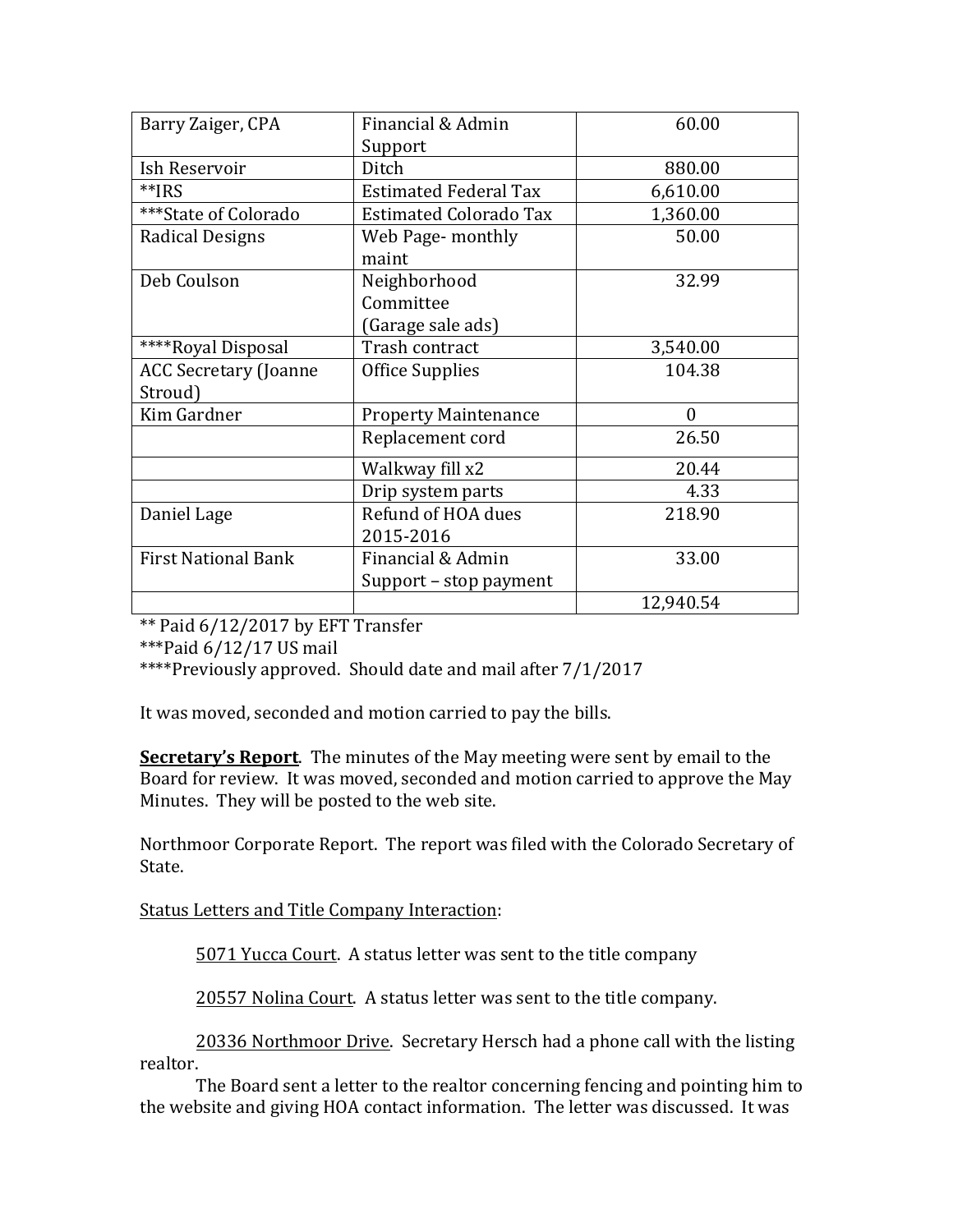| | | |
|---|---|---|
| Barry Zaiger, CPA | Financial & Admin Support | 60.00 |
| Ish Reservoir | Ditch | 880.00 |
| **IRS | Estimated Federal Tax | 6,610.00 |
| ***State of Colorado | Estimated Colorado Tax | 1,360.00 |
| Radical Designs | Web Page- monthly maint | 50.00 |
| Deb Coulson | Neighborhood Committee (Garage sale ads) | 32.99 |
| ****Royal Disposal | Trash contract | 3,540.00 |
| ACC Secretary (Joanne Stroud) | Office Supplies | 104.38 |
| Kim Gardner | Property Maintenance | 0 |
| | Replacement cord | 26.50 |
| | Walkway fill x2 | 20.44 |
| | Drip system parts | 4.33 |
| Daniel Lage | Refund of HOA dues 2015-2016 | 218.90 |
| First National Bank | Financial & Admin Support – stop payment | 33.00 |
| | | 12,940.54 |

** Paid 6/12/2017 by EFT Transfer
***Paid 6/12/17 US mail
****Previously approved. Should date and mail after 7/1/2017

It was moved, seconded and motion carried to pay the bills.

**Secretary's Report**. The minutes of the May meeting were sent by email to the Board for review. It was moved, seconded and motion carried to approve the May Minutes. They will be posted to the web site.

Northmoor Corporate Report. The report was filed with the Colorado Secretary of State.

Status Letters and Title Company Interaction:

5071 Yucca Court. A status letter was sent to the title company

20557 Nolina Court. A status letter was sent to the title company.

20336 Northmoor Drive. Secretary Hersch had a phone call with the listing realtor.

The Board sent a letter to the realtor concerning fencing and pointing him to the website and giving HOA contact information. The letter was discussed. It was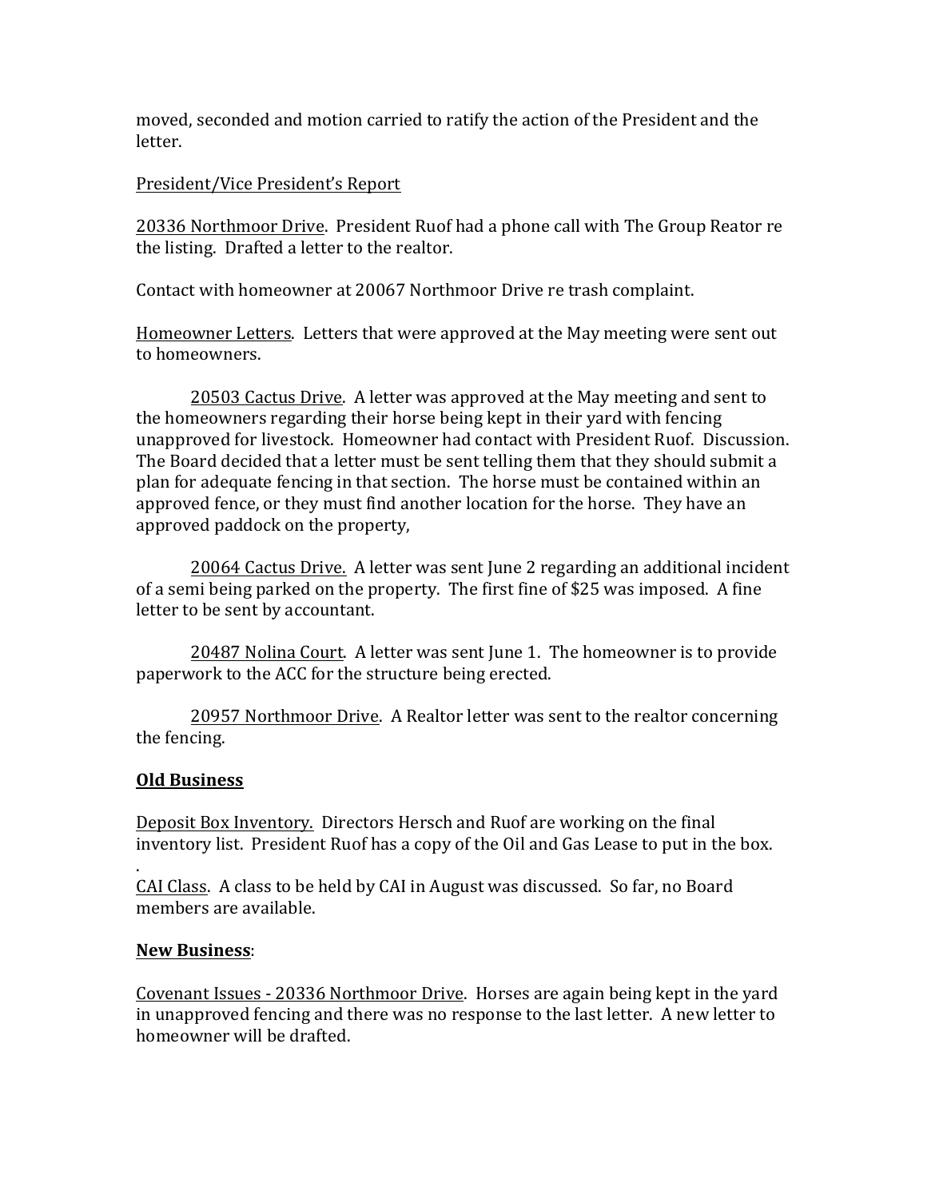moved, seconded and motion carried to ratify the action of the President and the letter.

President/Vice President's Report

20336 Northmoor Drive. President Ruof had a phone call with The Group Reator re the listing. Drafted a letter to the realtor.

Contact with homeowner at 20067 Northmoor Drive re trash complaint.

Homeowner Letters. Letters that were approved at the May meeting were sent out to homeowners.

20503 Cactus Drive. A letter was approved at the May meeting and sent to the homeowners regarding their horse being kept in their yard with fencing unapproved for livestock. Homeowner had contact with President Ruof. Discussion. The Board decided that a letter must be sent telling them that they should submit a plan for adequate fencing in that section. The horse must be contained within an approved fence, or they must find another location for the horse. They have an approved paddock on the property,

20064 Cactus Drive. A letter was sent June 2 regarding an additional incident of a semi being parked on the property. The first fine of $25 was imposed. A fine letter to be sent by accountant.

20487 Nolina Court. A letter was sent June 1. The homeowner is to provide paperwork to the ACC for the structure being erected.

20957 Northmoor Drive. A Realtor letter was sent to the realtor concerning the fencing.

**Old Business**

Deposit Box Inventory. Directors Hersch and Ruof are working on the final inventory list. President Ruof has a copy of the Oil and Gas Lease to put in the box.

.
CAI Class. A class to be held by CAI in August was discussed. So far, no Board members are available.

**New Business**:

Covenant Issues - 20336 Northmoor Drive. Horses are again being kept in the yard in unapproved fencing and there was no response to the last letter. A new letter to homeowner will be drafted.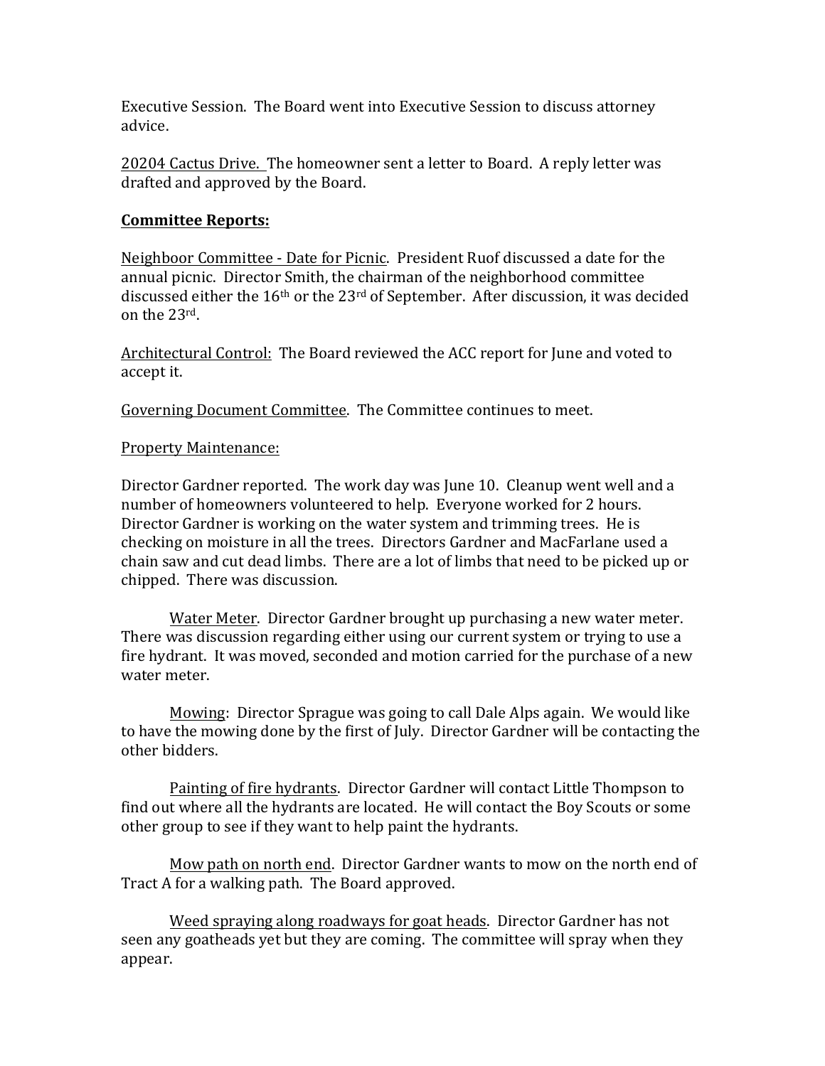Executive Session. The Board went into Executive Session to discuss attorney advice.

<u>20204 Cactus Drive.</u> The homeowner sent a letter to Board. A reply letter was drafted and approved by the Board.

**<u>Committee Reports:</u>**

<u>Neighboor Committee - Date for Picnic</u>. President Ruof discussed a date for the annual picnic. Director Smith, the chairman of the neighborhood committee discussed either the 16th or the 23rd of September. After discussion, it was decided on the 23rd.

<u>Architectural Control:</u> The Board reviewed the ACC report for June and voted to accept it.

<u>Governing Document Committee</u>. The Committee continues to meet.

<u>Property Maintenance:</u>

Director Gardner reported. The work day was June 10. Cleanup went well and a number of homeowners volunteered to help. Everyone worked for 2 hours. Director Gardner is working on the water system and trimming trees. He is checking on moisture in all the trees. Directors Gardner and MacFarlane used a chain saw and cut dead limbs. There are a lot of limbs that need to be picked up or chipped. There was discussion.

<u>Water Meter</u>. Director Gardner brought up purchasing a new water meter. There was discussion regarding either using our current system or trying to use a fire hydrant. It was moved, seconded and motion carried for the purchase of a new water meter.

<u>Mowing</u>: Director Sprague was going to call Dale Alps again. We would like to have the mowing done by the first of July. Director Gardner will be contacting the other bidders.

<u>Painting of fire hydrants</u>. Director Gardner will contact Little Thompson to find out where all the hydrants are located. He will contact the Boy Scouts or some other group to see if they want to help paint the hydrants.

<u>Mow path on north end</u>. Director Gardner wants to mow on the north end of Tract A for a walking path. The Board approved.

<u>Weed spraying along roadways for goat heads</u>. Director Gardner has not seen any goatheads yet but they are coming. The committee will spray when they appear.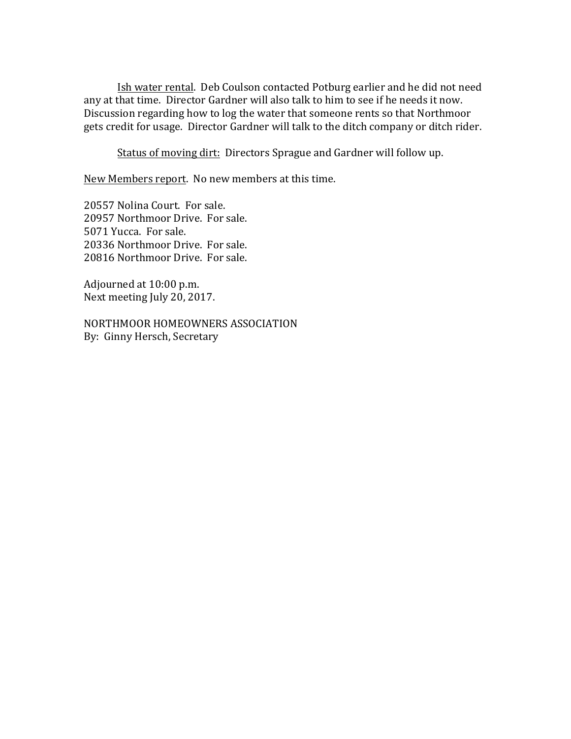<u>Ish water rental</u>. Deb Coulson contacted Potburg earlier and he did not need any at that time. Director Gardner will also talk to him to see if he needs it now. Discussion regarding how to log the water that someone rents so that Northmoor gets credit for usage. Director Gardner will talk to the ditch company or ditch rider.

<u>Status of moving dirt:</u> Directors Sprague and Gardner will follow up.

<u>New Members report</u>. No new members at this time.

20557 Nolina Court. For sale.
20957 Northmoor Drive. For sale.
5071 Yucca. For sale.
20336 Northmoor Drive. For sale.
20816 Northmoor Drive. For sale.

Adjourned at 10:00 p.m.
Next meeting July 20, 2017.

NORTHMOOR HOMEOWNERS ASSOCIATION
By: Ginny Hersch, Secretary